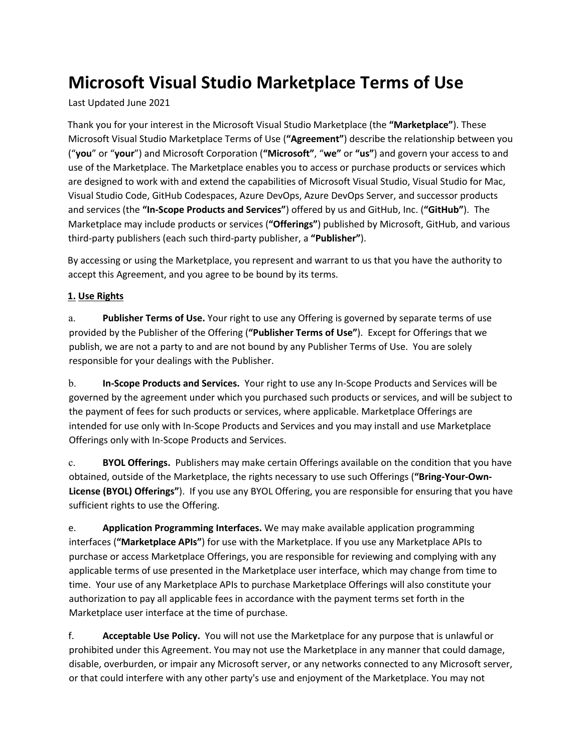# Microsoft Visual Studio Marketplace Terms of Use

Last Updated June 2021

Thank you for your interest in the Microsoft Visual Studio Marketplace (the **"Marketplace"**). These Microsoft Visual Studio Marketplace Terms of Use (**"Agreement"**) describe the relationship between you ("**you**" or "**your**") and Microsoft Corporation (**"Microsoft"**, "**we"** or **"us"**) and govern your access to and use of the Marketplace. The Marketplace enables you to access or purchase products or services which are designed to work with and extend the capabilities of Microsoft Visual Studio, Visual Studio for Mac, Visual Studio Code, GitHub Codespaces, Azure DevOps, Azure DevOps Server, and successor products and services (the **"In-Scope Products and Services"**) offered by us and GitHub, Inc. (**"GitHub"**). The Marketplace may include products or services (**"Offerings"**) published by Microsoft, GitHub, and various third-party publishers (each such third-party publisher, a **"Publisher"**).

By accessing or using the Marketplace, you represent and warrant to us that you have the authority to accept this Agreement, and you agree to be bound by its terms.

**1. Use Rights**

a. **Publisher Terms of Use.** Your right to use any Offering is governed by separate terms of use provided by the Publisher of the Offering (**"Publisher Terms of Use"**). Except for Offerings that we publish, we are not a party to and are not bound by any Publisher Terms of Use. You are solely responsible for your dealings with the Publisher.

b. **In-Scope Products and Services.** Your right to use any In-Scope Products and Services will be governed by the agreement under which you purchased such products or services, and will be subject to the payment of fees for such products or services, where applicable. Marketplace Offerings are intended for use only with In-Scope Products and Services and you may install and use Marketplace Offerings only with In-Scope Products and Services.

c. **BYOL Offerings.** Publishers may make certain Offerings available on the condition that you have obtained, outside of the Marketplace, the rights necessary to use such Offerings (**"Bring-Your-Own-License (BYOL) Offerings"**). If you use any BYOL Offering, you are responsible for ensuring that you have sufficient rights to use the Offering.

e. **Application Programming Interfaces.** We may make available application programming interfaces (**"Marketplace APIs"**) for use with the Marketplace. If you use any Marketplace APIs to purchase or access Marketplace Offerings, you are responsible for reviewing and complying with any applicable terms of use presented in the Marketplace user interface, which may change from time to time. Your use of any Marketplace APIs to purchase Marketplace Offerings will also constitute your authorization to pay all applicable fees in accordance with the payment terms set forth in the Marketplace user interface at the time of purchase.

f. **Acceptable Use Policy.** You will not use the Marketplace for any purpose that is unlawful or prohibited under this Agreement. You may not use the Marketplace in any manner that could damage, disable, overburden, or impair any Microsoft server, or any networks connected to any Microsoft server, or that could interfere with any other party's use and enjoyment of the Marketplace. You may not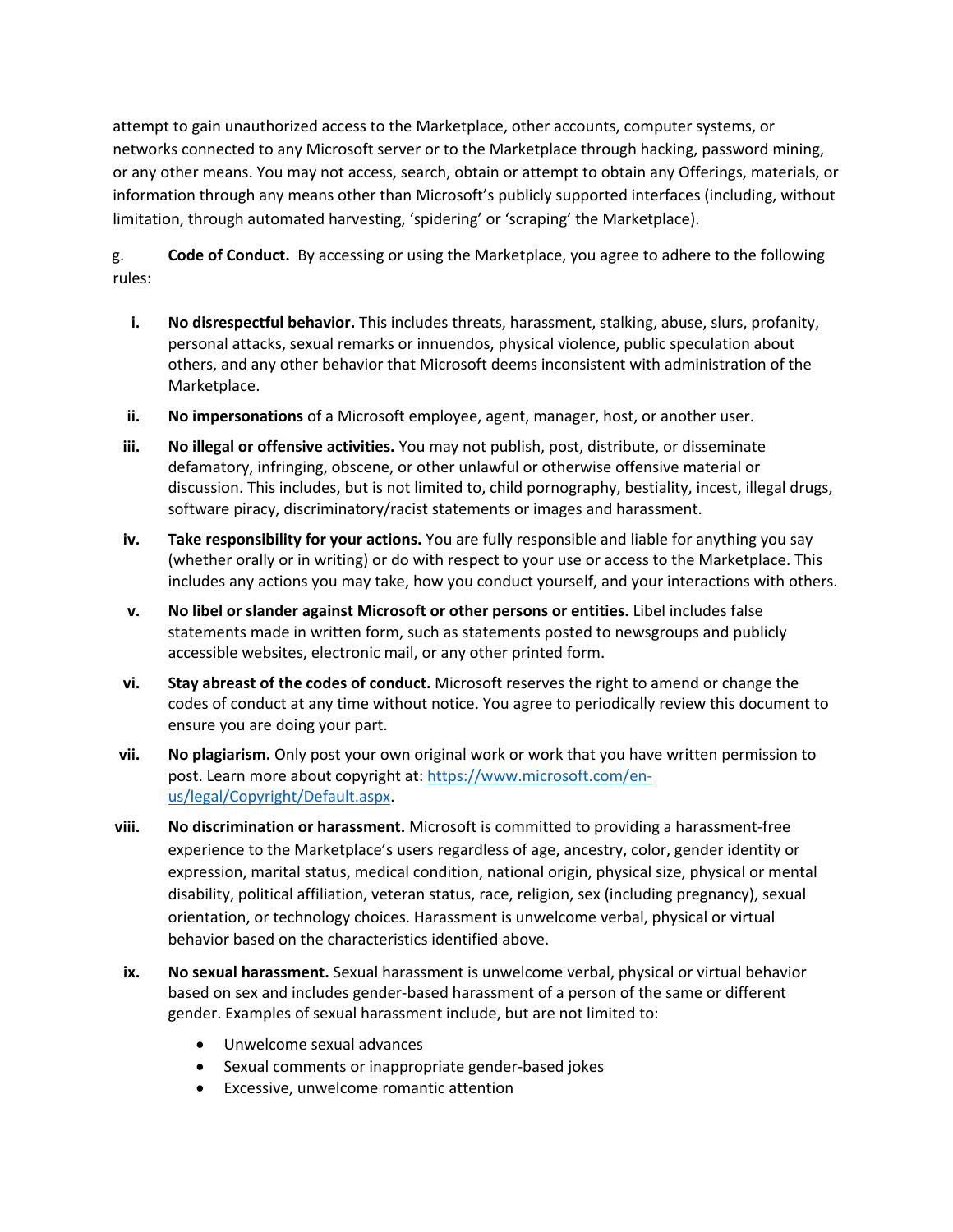attempt to gain unauthorized access to the Marketplace, other accounts, computer systems, or networks connected to any Microsoft server or to the Marketplace through hacking, password mining, or any other means. You may not access, search, obtain or attempt to obtain any Offerings, materials, or information through any means other than Microsoft's publicly supported interfaces (including, without limitation, through automated harvesting, 'spidering' or 'scraping' the Marketplace).

g. **Code of Conduct.** By accessing or using the Marketplace, you agree to adhere to the following rules:

i. **No disrespectful behavior.** This includes threats, harassment, stalking, abuse, slurs, profanity, personal attacks, sexual remarks or innuendos, physical violence, public speculation about others, and any other behavior that Microsoft deems inconsistent with administration of the Marketplace.

ii. **No impersonations** of a Microsoft employee, agent, manager, host, or another user.

iii. **No illegal or offensive activities.** You may not publish, post, distribute, or disseminate defamatory, infringing, obscene, or other unlawful or otherwise offensive material or discussion. This includes, but is not limited to, child pornography, bestiality, incest, illegal drugs, software piracy, discriminatory/racist statements or images and harassment.

iv. **Take responsibility for your actions.** You are fully responsible and liable for anything you say (whether orally or in writing) or do with respect to your use or access to the Marketplace. This includes any actions you may take, how you conduct yourself, and your interactions with others.

v. **No libel or slander against Microsoft or other persons or entities.** Libel includes false statements made in written form, such as statements posted to newsgroups and publicly accessible websites, electronic mail, or any other printed form.

vi. **Stay abreast of the codes of conduct.** Microsoft reserves the right to amend or change the codes of conduct at any time without notice. You agree to periodically review this document to ensure you are doing your part.

vii. **No plagiarism.** Only post your own original work or work that you have written permission to post. Learn more about copyright at: [https://www.microsoft.com/en-us/legal/Copyright/Default.aspx](https://www.microsoft.com/en-us/legal/Copyright/Default.aspx).

viii. **No discrimination or harassment.** Microsoft is committed to providing a harassment-free experience to the Marketplace's users regardless of age, ancestry, color, gender identity or expression, marital status, medical condition, national origin, physical size, physical or mental disability, political affiliation, veteran status, race, religion, sex (including pregnancy), sexual orientation, or technology choices. Harassment is unwelcome verbal, physical or virtual behavior based on the characteristics identified above.

ix. **No sexual harassment.** Sexual harassment is unwelcome verbal, physical or virtual behavior based on sex and includes gender-based harassment of a person of the same or different gender. Examples of sexual harassment include, but are not limited to:

- Unwelcome sexual advances
- Sexual comments or inappropriate gender-based jokes
- Excessive, unwelcome romantic attention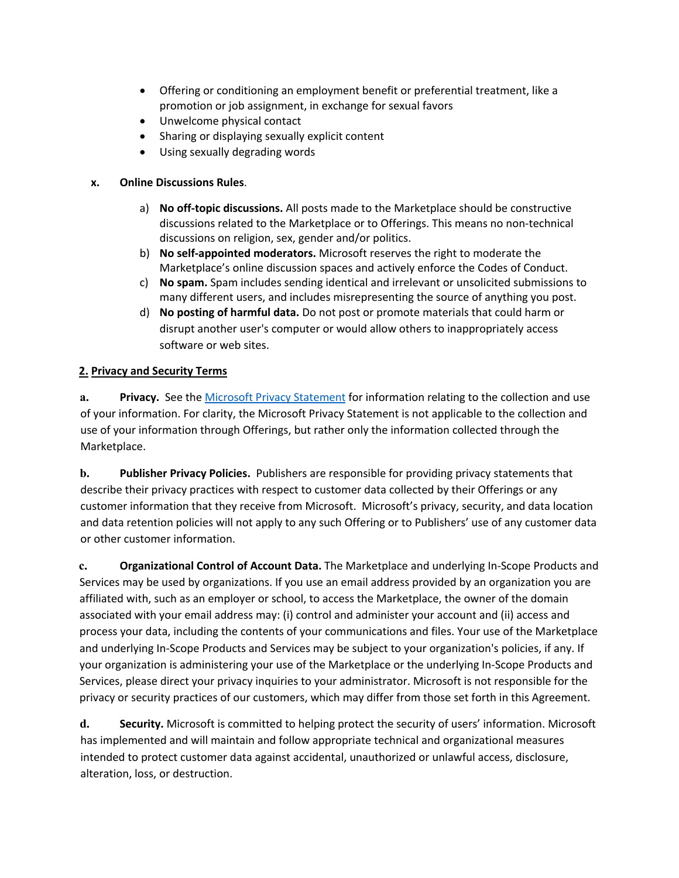- Offering or conditioning an employment benefit or preferential treatment, like a promotion or job assignment, in exchange for sexual favors
- Unwelcome physical contact
- Sharing or displaying sexually explicit content
- Using sexually degrading words

**x. Online Discussions Rules**.

a) **No off-topic discussions.** All posts made to the Marketplace should be constructive discussions related to the Marketplace or to Offerings. This means no non-technical discussions on religion, sex, gender and/or politics.

b) **No self-appointed moderators.** Microsoft reserves the right to moderate the Marketplace's online discussion spaces and actively enforce the Codes of Conduct.

c) **No spam.** Spam includes sending identical and irrelevant or unsolicited submissions to many different users, and includes misrepresenting the source of anything you post.

d) **No posting of harmful data.** Do not post or promote materials that could harm or disrupt another user's computer or would allow others to inappropriately access software or web sites.

## 2. Privacy and Security Terms

**a. Privacy.** See the [Microsoft Privacy Statement]() for information relating to the collection and use of your information. For clarity, the Microsoft Privacy Statement is not applicable to the collection and use of your information through Offerings, but rather only the information collected through the Marketplace.

**b. Publisher Privacy Policies.** Publishers are responsible for providing privacy statements that describe their privacy practices with respect to customer data collected by their Offerings or any customer information that they receive from Microsoft. Microsoft's privacy, security, and data location and data retention policies will not apply to any such Offering or to Publishers' use of any customer data or other customer information.

**c. Organizational Control of Account Data.** The Marketplace and underlying In-Scope Products and Services may be used by organizations. If you use an email address provided by an organization you are affiliated with, such as an employer or school, to access the Marketplace, the owner of the domain associated with your email address may: (i) control and administer your account and (ii) access and process your data, including the contents of your communications and files. Your use of the Marketplace and underlying In-Scope Products and Services may be subject to your organization's policies, if any. If your organization is administering your use of the Marketplace or the underlying In-Scope Products and Services, please direct your privacy inquiries to your administrator. Microsoft is not responsible for the privacy or security practices of our customers, which may differ from those set forth in this Agreement.

**d. Security.** Microsoft is committed to helping protect the security of users' information. Microsoft has implemented and will maintain and follow appropriate technical and organizational measures intended to protect customer data against accidental, unauthorized or unlawful access, disclosure, alteration, loss, or destruction.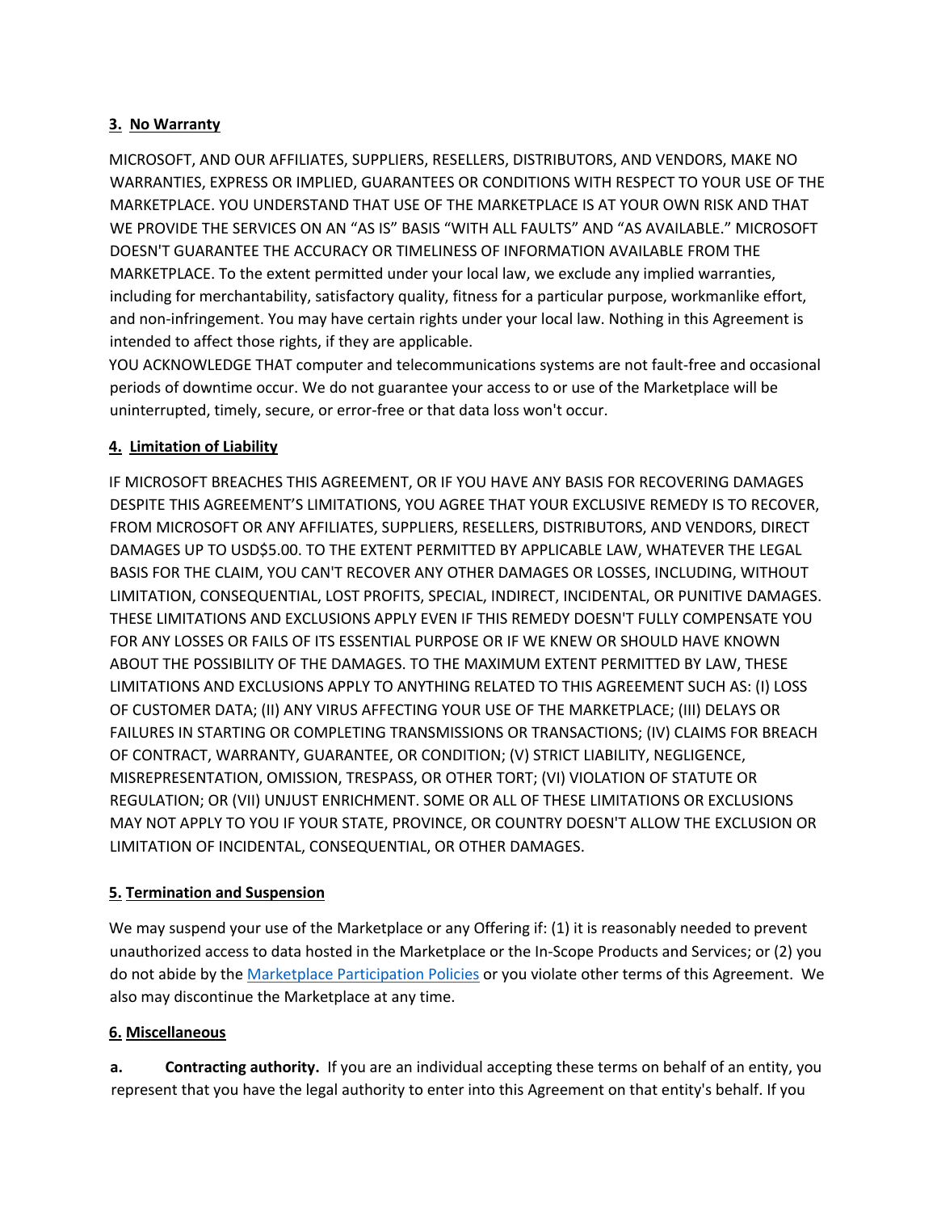**3. No Warranty**

MICROSOFT, AND OUR AFFILIATES, SUPPLIERS, RESELLERS, DISTRIBUTORS, AND VENDORS, MAKE NO WARRANTIES, EXPRESS OR IMPLIED, GUARANTEES OR CONDITIONS WITH RESPECT TO YOUR USE OF THE MARKETPLACE. YOU UNDERSTAND THAT USE OF THE MARKETPLACE IS AT YOUR OWN RISK AND THAT WE PROVIDE THE SERVICES ON AN "AS IS" BASIS "WITH ALL FAULTS" AND "AS AVAILABLE." MICROSOFT DOESN'T GUARANTEE THE ACCURACY OR TIMELINESS OF INFORMATION AVAILABLE FROM THE MARKETPLACE. To the extent permitted under your local law, we exclude any implied warranties, including for merchantability, satisfactory quality, fitness for a particular purpose, workmanlike effort, and non-infringement. You may have certain rights under your local law. Nothing in this Agreement is intended to affect those rights, if they are applicable.

YOU ACKNOWLEDGE THAT computer and telecommunications systems are not fault-free and occasional periods of downtime occur. We do not guarantee your access to or use of the Marketplace will be uninterrupted, timely, secure, or error-free or that data loss won't occur.

**4. Limitation of Liability**

IF MICROSOFT BREACHES THIS AGREEMENT, OR IF YOU HAVE ANY BASIS FOR RECOVERING DAMAGES DESPITE THIS AGREEMENT'S LIMITATIONS, YOU AGREE THAT YOUR EXCLUSIVE REMEDY IS TO RECOVER, FROM MICROSOFT OR ANY AFFILIATES, SUPPLIERS, RESELLERS, DISTRIBUTORS, AND VENDORS, DIRECT DAMAGES UP TO USD$5.00. TO THE EXTENT PERMITTED BY APPLICABLE LAW, WHATEVER THE LEGAL BASIS FOR THE CLAIM, YOU CAN'T RECOVER ANY OTHER DAMAGES OR LOSSES, INCLUDING, WITHOUT LIMITATION, CONSEQUENTIAL, LOST PROFITS, SPECIAL, INDIRECT, INCIDENTAL, OR PUNITIVE DAMAGES. THESE LIMITATIONS AND EXCLUSIONS APPLY EVEN IF THIS REMEDY DOESN'T FULLY COMPENSATE YOU FOR ANY LOSSES OR FAILS OF ITS ESSENTIAL PURPOSE OR IF WE KNEW OR SHOULD HAVE KNOWN ABOUT THE POSSIBILITY OF THE DAMAGES. TO THE MAXIMUM EXTENT PERMITTED BY LAW, THESE LIMITATIONS AND EXCLUSIONS APPLY TO ANYTHING RELATED TO THIS AGREEMENT SUCH AS: (I) LOSS OF CUSTOMER DATA; (II) ANY VIRUS AFFECTING YOUR USE OF THE MARKETPLACE; (III) DELAYS OR FAILURES IN STARTING OR COMPLETING TRANSMISSIONS OR TRANSACTIONS; (IV) CLAIMS FOR BREACH OF CONTRACT, WARRANTY, GUARANTEE, OR CONDITION; (V) STRICT LIABILITY, NEGLIGENCE, MISREPRESENTATION, OMISSION, TRESPASS, OR OTHER TORT; (VI) VIOLATION OF STATUTE OR REGULATION; OR (VII) UNJUST ENRICHMENT. SOME OR ALL OF THESE LIMITATIONS OR EXCLUSIONS MAY NOT APPLY TO YOU IF YOUR STATE, PROVINCE, OR COUNTRY DOESN'T ALLOW THE EXCLUSION OR LIMITATION OF INCIDENTAL, CONSEQUENTIAL, OR OTHER DAMAGES.

**5. Termination and Suspension**

We may suspend your use of the Marketplace or any Offering if: (1) it is reasonably needed to prevent unauthorized access to data hosted in the Marketplace or the In-Scope Products and Services; or (2) you do not abide by the Marketplace Participation Policies or you violate other terms of this Agreement. We also may discontinue the Marketplace at any time.

**6. Miscellaneous**

**a. Contracting authority.** If you are an individual accepting these terms on behalf of an entity, you represent that you have the legal authority to enter into this Agreement on that entity's behalf. If you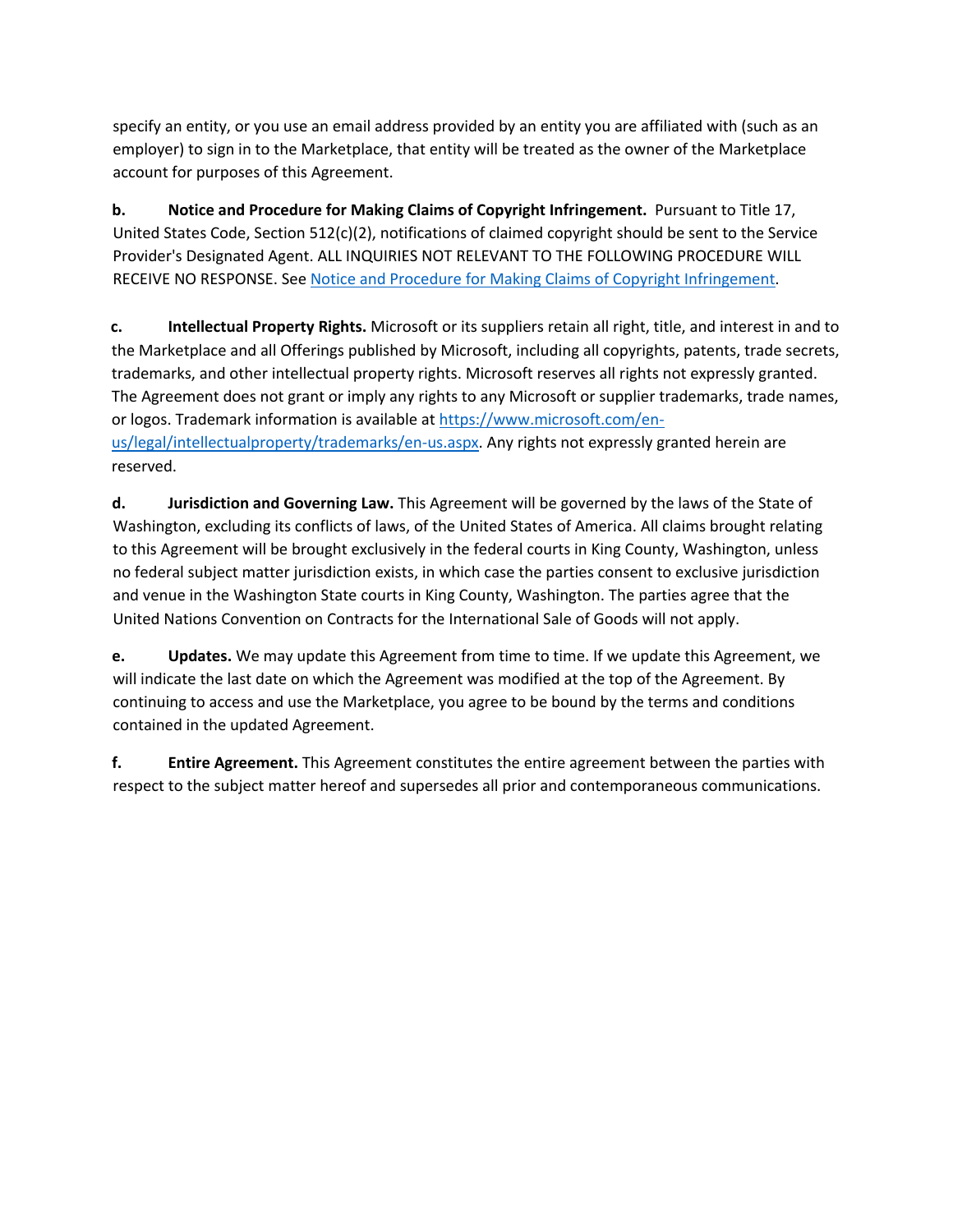specify an entity, or you use an email address provided by an entity you are affiliated with (such as an employer) to sign in to the Marketplace, that entity will be treated as the owner of the Marketplace account for purposes of this Agreement.

**b. Notice and Procedure for Making Claims of Copyright Infringement.** Pursuant to Title 17, United States Code, Section 512(c)(2), notifications of claimed copyright should be sent to the Service Provider's Designated Agent. ALL INQUIRIES NOT RELEVANT TO THE FOLLOWING PROCEDURE WILL RECEIVE NO RESPONSE. See Notice and Procedure for Making Claims of Copyright Infringement.

**c. Intellectual Property Rights.** Microsoft or its suppliers retain all right, title, and interest in and to the Marketplace and all Offerings published by Microsoft, including all copyrights, patents, trade secrets, trademarks, and other intellectual property rights. Microsoft reserves all rights not expressly granted. The Agreement does not grant or imply any rights to any Microsoft or supplier trademarks, trade names, or logos. Trademark information is available at https://www.microsoft.com/en-us/legal/intellectualproperty/trademarks/en-us.aspx. Any rights not expressly granted herein are reserved.

**d. Jurisdiction and Governing Law.** This Agreement will be governed by the laws of the State of Washington, excluding its conflicts of laws, of the United States of America. All claims brought relating to this Agreement will be brought exclusively in the federal courts in King County, Washington, unless no federal subject matter jurisdiction exists, in which case the parties consent to exclusive jurisdiction and venue in the Washington State courts in King County, Washington. The parties agree that the United Nations Convention on Contracts for the International Sale of Goods will not apply.

**e. Updates.** We may update this Agreement from time to time. If we update this Agreement, we will indicate the last date on which the Agreement was modified at the top of the Agreement. By continuing to access and use the Marketplace, you agree to be bound by the terms and conditions contained in the updated Agreement.

**f. Entire Agreement.** This Agreement constitutes the entire agreement between the parties with respect to the subject matter hereof and supersedes all prior and contemporaneous communications.